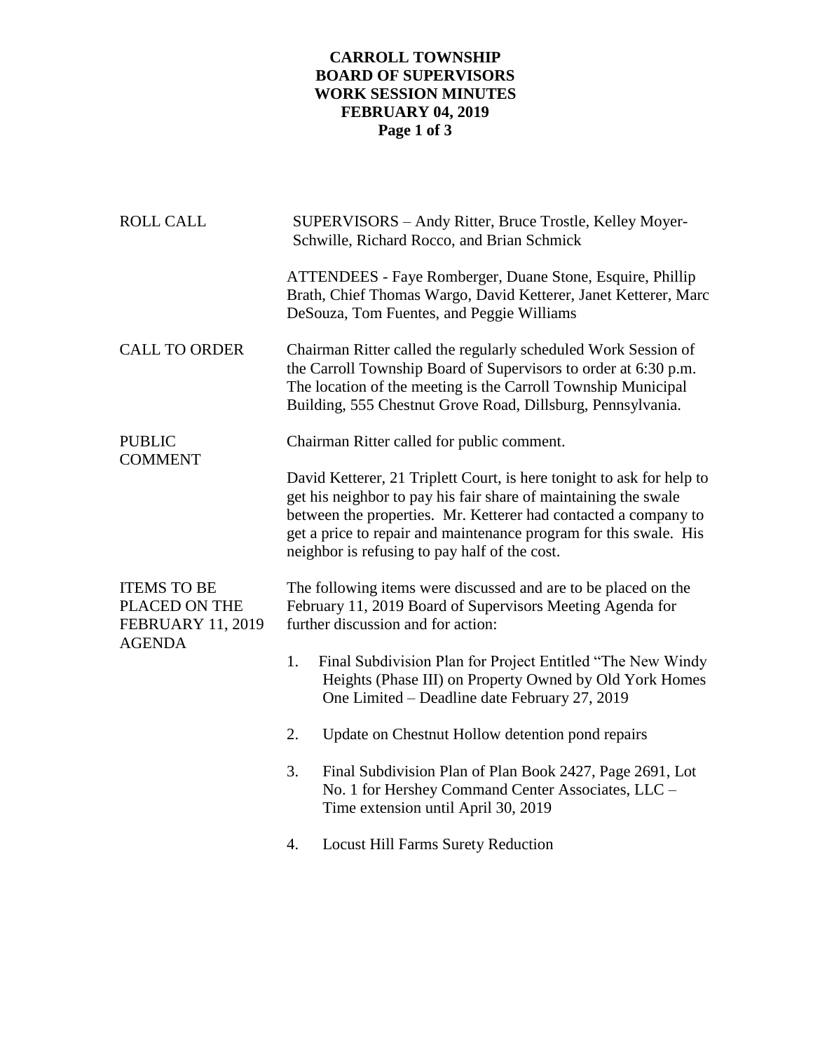# CARROLL TOWNSHIP BOARD OF SUPERVISORS WORK SESSION MINUTES FEBRUARY 04, 2019

**ROLL CALL**

SUPERVISORS – Andy Ritter, Bruce Trostle, Kelley Moyer-Schwille, Richard Rocco, and Brian Schmick

ATTENDEES - Faye Romberger, Duane Stone, Esquire, Phillip Brath, Chief Thomas Wargo, David Ketterer, Janet Ketterer, Marc DeSouza, Tom Fuentes, and Peggie Williams

**CALL TO ORDER**

Chairman Ritter called the regularly scheduled Work Session of the Carroll Township Board of Supervisors to order at 6:30 p.m. The location of the meeting is the Carroll Township Municipal Building, 555 Chestnut Grove Road, Dillsburg, Pennsylvania.

**PUBLIC COMMENT**

Chairman Ritter called for public comment.

David Ketterer, 21 Triplett Court, is here tonight to ask for help to get his neighbor to pay his fair share of maintaining the swale between the properties. Mr. Ketterer had contacted a company to get a price to repair and maintenance program for this swale. His neighbor is refusing to pay half of the cost.

**ITEMS TO BE PLACED ON THE FEBRUARY 11, 2019 AGENDA**

The following items were discussed and are to be placed on the February 11, 2019 Board of Supervisors Meeting Agenda for further discussion and for action:

1. Final Subdivision Plan for Project Entitled "The New Windy Heights (Phase III) on Property Owned by Old York Homes One Limited – Deadline date February 27, 2019
2. Update on Chestnut Hollow detention pond repairs
3. Final Subdivision Plan of Plan Book 2427, Page 2691, Lot No. 1 for Hershey Command Center Associates, LLC – Time extension until April 30, 2019
4. Locust Hill Farms Surety Reduction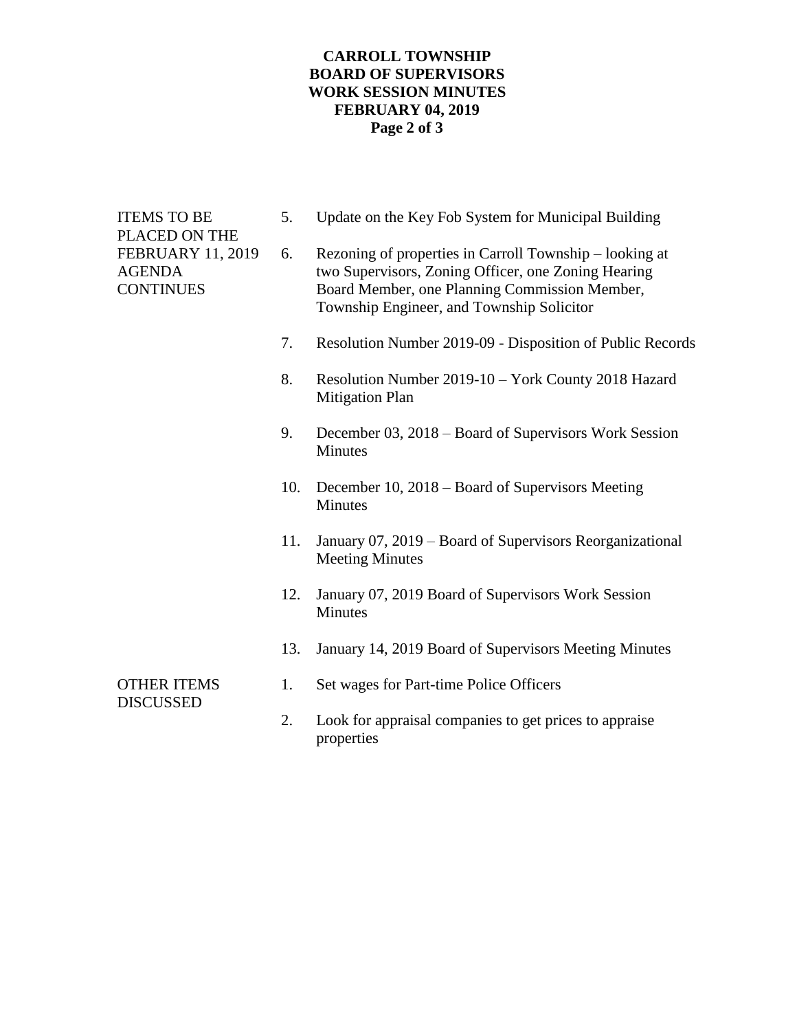**ITEMS TO BE PLACED ON THE FEBRUARY 11, 2019 AGENDA CONTINUES**

5. Update on the Key Fob System for Municipal Building

6. Rezoning of properties in Carroll Township – looking at two Supervisors, Zoning Officer, one Zoning Hearing Board Member, one Planning Commission Member, Township Engineer, and Township Solicitor

7. Resolution Number 2019-09 - Disposition of Public Records

8. Resolution Number 2019-10 – York County 2018 Hazard Mitigation Plan

9. December 03, 2018 – Board of Supervisors Work Session Minutes

10. December 10, 2018 – Board of Supervisors Meeting Minutes

11. January 07, 2019 – Board of Supervisors Reorganizational Meeting Minutes

12. January 07, 2019 Board of Supervisors Work Session Minutes

13. January 14, 2019 Board of Supervisors Meeting Minutes

**OTHER ITEMS DISCUSSED**

1. Set wages for Part-time Police Officers

2. Look for appraisal companies to get prices to appraise properties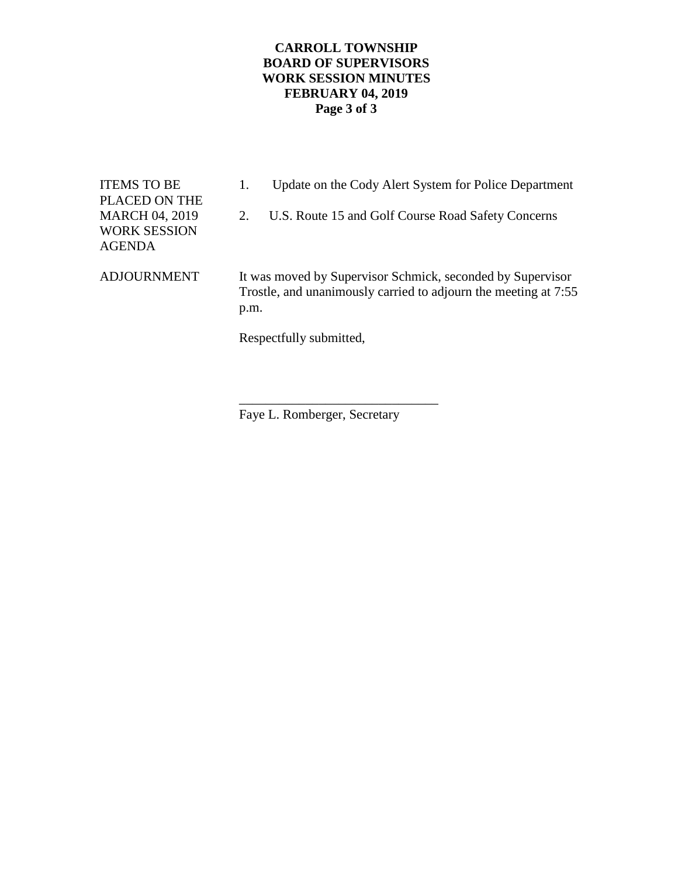**CARROLL TOWNSHIP**
**BOARD OF SUPERVISORS**
**WORK SESSION MINUTES**
**FEBRUARY 04, 2019**

ITEMS TO BE PLACED ON THE MARCH 04, 2019 WORK SESSION AGENDA

1. Update on the Cody Alert System for Police Department
2. U.S. Route 15 and Golf Course Road Safety Concerns

ADJOURNMENT

It was moved by Supervisor Schmick, seconded by Supervisor Trostle, and unanimously carried to adjourn the meeting at 7:55 p.m.

Respectfully submitted,

\_\_\_\_\_\_\_\_\_\_\_\_\_\_\_\_\_\_\_\_\_\_\_\_\_\_\_\_\_\_

Faye L. Romberger, Secretary